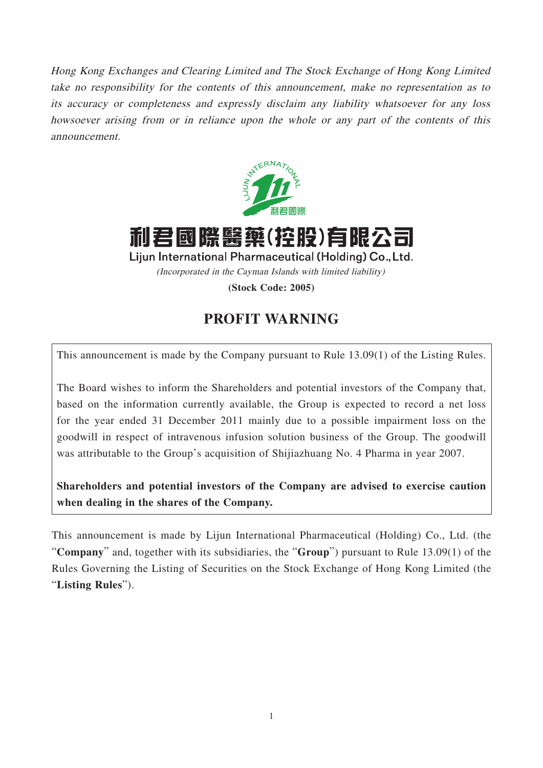*Hong Kong Exchanges and Clearing Limited and The Stock Exchange of Hong Kong Limited take no responsibility for the contents of this announcement, make no representation as to its accuracy or completeness and expressly disclaim any liability whatsoever for any loss howsoever arising from or in reliance upon the whole or any part of the contents of this announcement.*

# 利君國際醫藥(控股)有限公司

**Lijun International Pharmaceutical (Holding) Co., Ltd.**

*(Incorporated in the Cayman Islands with limited liability)*

**(Stock Code: 2005)**

## PROFIT WARNING

This announcement is made by the Company pursuant to Rule 13.09(1) of the Listing Rules.

The Board wishes to inform the Shareholders and potential investors of the Company that, based on the information currently available, the Group is expected to record a net loss for the year ended 31 December 2011 mainly due to a possible impairment loss on the goodwill in respect of intravenous infusion solution business of the Group. The goodwill was attributable to the Group's acquisition of Shijiazhuang No. 4 Pharma in year 2007.

**Shareholders and potential investors of the Company are advised to exercise caution when dealing in the shares of the Company.**

This announcement is made by Lijun International Pharmaceutical (Holding) Co., Ltd. (the "**Company**" and, together with its subsidiaries, the "**Group**") pursuant to Rule 13.09(1) of the Rules Governing the Listing of Securities on the Stock Exchange of Hong Kong Limited (the "**Listing Rules**").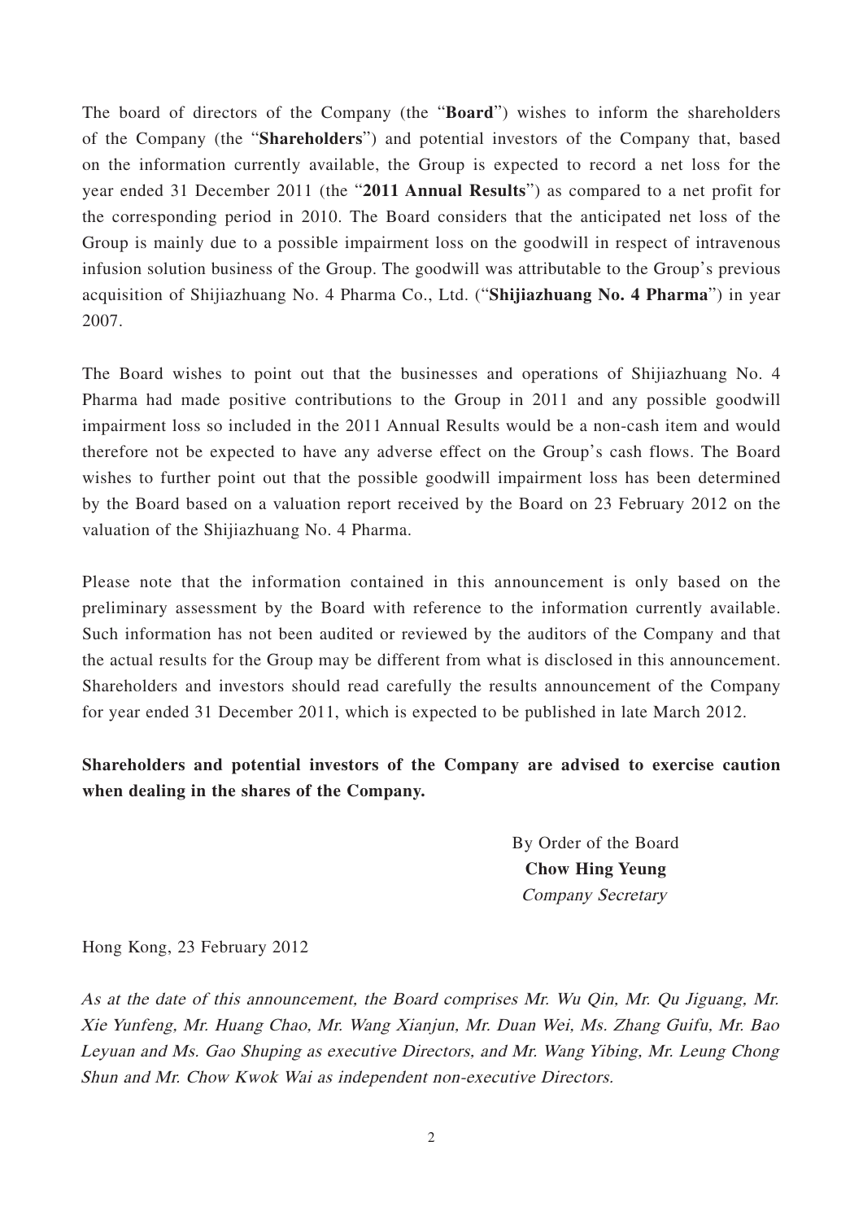The board of directors of the Company (the "**Board**") wishes to inform the shareholders of the Company (the "**Shareholders**") and potential investors of the Company that, based on the information currently available, the Group is expected to record a net loss for the year ended 31 December 2011 (the "**2011 Annual Results**") as compared to a net profit for the corresponding period in 2010. The Board considers that the anticipated net loss of the Group is mainly due to a possible impairment loss on the goodwill in respect of intravenous infusion solution business of the Group. The goodwill was attributable to the Group's previous acquisition of Shijiazhuang No. 4 Pharma Co., Ltd. ("**Shijiazhuang No. 4 Pharma**") in year 2007.

The Board wishes to point out that the businesses and operations of Shijiazhuang No. 4 Pharma had made positive contributions to the Group in 2011 and any possible goodwill impairment loss so included in the 2011 Annual Results would be a non-cash item and would therefore not be expected to have any adverse effect on the Group's cash flows. The Board wishes to further point out that the possible goodwill impairment loss has been determined by the Board based on a valuation report received by the Board on 23 February 2012 on the valuation of the Shijiazhuang No. 4 Pharma.

Please note that the information contained in this announcement is only based on the preliminary assessment by the Board with reference to the information currently available. Such information has not been audited or reviewed by the auditors of the Company and that the actual results for the Group may be different from what is disclosed in this announcement. Shareholders and investors should read carefully the results announcement of the Company for year ended 31 December 2011, which is expected to be published in late March 2012.

**Shareholders and potential investors of the Company are advised to exercise caution when dealing in the shares of the Company.**

By Order of the Board
**Chow Hing Yeung**
*Company Secretary*

Hong Kong, 23 February 2012

*As at the date of this announcement, the Board comprises Mr. Wu Qin, Mr. Qu Jiguang, Mr. Xie Yunfeng, Mr. Huang Chao, Mr. Wang Xianjun, Mr. Duan Wei, Ms. Zhang Guifu, Mr. Bao Leyuan and Ms. Gao Shuping as executive Directors, and Mr. Wang Yibing, Mr. Leung Chong Shun and Mr. Chow Kwok Wai as independent non-executive Directors.*